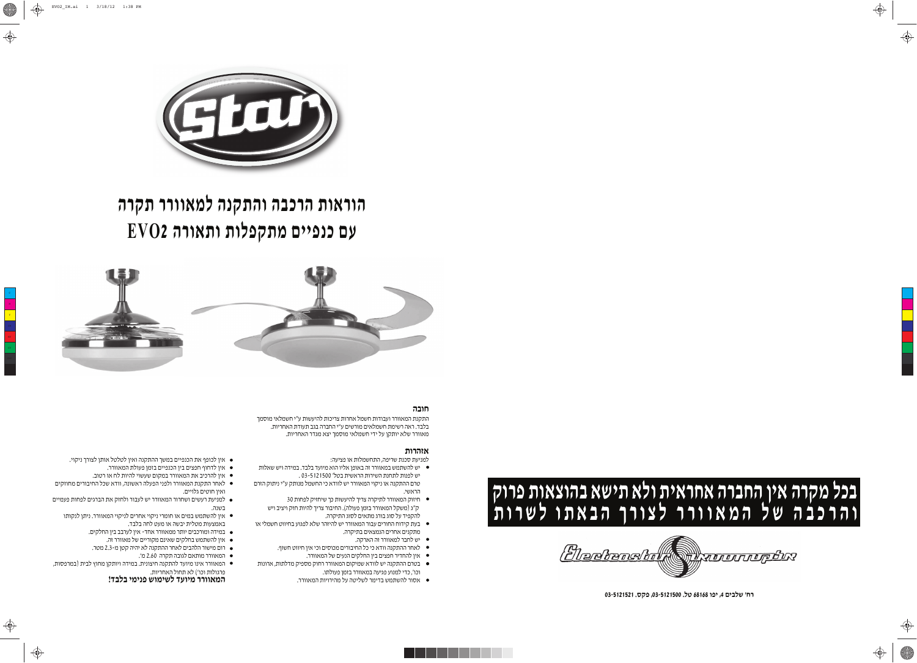# הוראות הרכבה והתקנה למאוורר תקרה
# עם כנפיים מתקפלות ותאורה EVO2

**חובה**

התקנת המאוורר ועבודות חשמל אחרות צריכות להיעשות ע"י חשמלאי מוסמך בלבד. ראה רשימת חשמלאים מורשים ע"י החברה בגב תעודת האחריות.
מאוורר שלא יותקן על ידי חשמלאי מוסמך יצא מגדר האחריות.

**אזהרות**

למניעת סכנת שריפה, התחשמלות או פציעה:

- יש להשתמש במאוורר זה באופן אליו הוא מיועד בלבד. במידה ויש שאלות יש לפנות לתחנת השירות הראשית בטל' 03-5121500 .
טרם התקנה או ניקוי המאוורר יש לוודא כי החשמל מנותק ע"י ניתוק הזרם הראשי.
- חיזוק המאוורר לתיקרה צריך להיעשות כך שיחזיק לפחות 30 ק"ג (משקל המאוורר בזמן פעולה), החיבור צריך להיות חזק ויציב ויש להקפיד על סוג בורג מתאים לסוג התקרה.
- בעת קידוח החורים עבור המאוורר יש להיזהר שלא לפגוע בחיווט חשמלי או מתקנים אחרים הנמצאים בתיקרה.
- יש לחבר למאוורר זה הארקה.
- לאחר ההתקנה וודא כי כל החיבורים מכוסים וכי אין חיווט חשוף.
- אין להחדיר חפצים בין החלקים הנעים של המאוורר.
- בטרם ההתקנה יש לוודא שמיקום המאוורר רחוק מספיק מדלתות, ארונות וכו', כדי למנוע פגיעה במאוורר בזמן פעולתו.
- אסור להשתמש בדימר לשליטה על מהירויות המאוורר.
- אין לכופף את הכנפיים במשך ההתקנה ואין לטלטל אותן לצורך ניקוי.
- אין לדחוף חפצים בין הכנפיים בזמן פעולת המאוורר.
- אין להרכיב את המאוורר במקום שעשוי להיות לח או רטוב.
- לאחר התקנת המאוורר ולפני הפעלה ראשונה, וודא שכל החיבורים מחוזקים ואין חוטים גלויים.
- למניעת רעשים ושחרור המאוורר יש לעבור ולחזק את הברגים לפחות פעמיים בשנה.
- אין להשתמש במים או חומרי ניקוי אחרים לניקוי המאוורר. ניתן לנקותו באמצעות מטלית יבשה או מעט לחה בלבד.
- במידה ומורכבים יותר ממאוורר אחד- אין לערבב בין החלקים.
- אין להשתמש בחלקים שאינם מקוריים של מאוורר זה.
- רום מישור הלהבים לאחר ההתקנה לא יהיה קטן מ-2.3 מטר.
- המאוורר מותאם לגובה תקרה 2.60 מ'.
- המאוורר אינו מיועד להתקנה חיצונית. במידה ויותקן מחוץ לבית (במרפסות, פרגולות וכו') לא תחול האחריות.

**המאוורר מיועד לשימוש פנימי בלבד!**

**בכל מקרה אין החברה אחראית ולא תישא בהוצאות פרוק והרכבה של המאוורר לצורך הבאתו לשרות**

רח' שלבים 4, יפו 68168 טל. 03-5121500, פקס. 03-5121521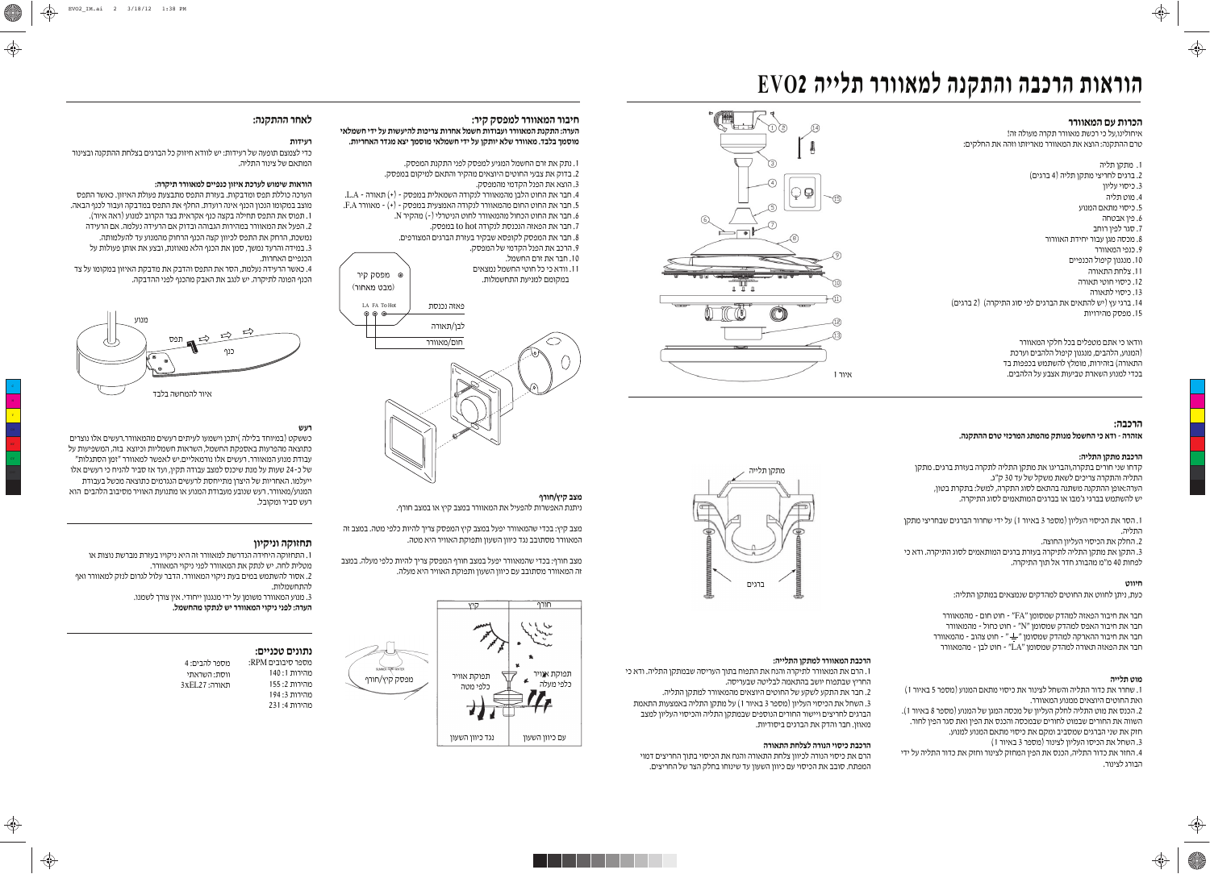# הוראות הרכבה והתקנה למאוורר תלייה EVO2

## הכרות עם המאוורר

איחולינו,על כי רכשת מאוורר תקרה מעולה זה!
טרם ההתקנה: הוצא את המאוורר מאריזתו וזהה את החלקים:

1. מתקן תליה
2. ברגים לחיזוק מתקן תליה (4 ברגים)
3. כיסוי עליון
4. מוט תליה
5. כיסוי מתאם המנוע
6. פין אבטחה
7. סגר לפין רוחב
8. מכסה מגן עבור יחידת האוורור
9. כנפי המאוורר
10. מנגנון קיפול הכנפיים
11. צלחת התאורה
12. כיסוי חוטי התאורה
13. כיסוי לתאורה
14. ברגי עץ (יש להתאים את הברגים לפי סוג התקרה) (2 ברגים)
15. מפסק מהירויות

וודאו כי אתם מטפלים בכל חלקי המאוורר (המנוע, הלהבים, מנגנון קיפול הלהבים וערכת התאורה) בזהירות, מומלץ להשתמש בכפפות בד בכדי למנוע השארת טביעות אצבע על הלהבים.

איור 1

## הרכבה:

**אזהרה - ודא כי החשמל מנותק מהמונה המרכזי טרם ההתקנה.**

### הרכבת מתקן התליה:

קדחו שני חורים בתקרה,והבריגו את מתקן התליה לתקרה בעזרת ברגים. מתקן התליה לתקרה צריכים לשאת משקל של עד 30 ק"ג.
הערה:אופן ההתקנה משתנה בהתאם לסוג התקרה, למשל: בתקרת בטון, יש להשתמש בברגי ג'מבו או בברגים המותאמים לסוג התקרה.

1. הסר את הכיסוי העליון (מספר 3 באיור 1) על ידי שחרור הברגים שבחריצי מתקן התליה.
2. החלק את הכיסוי העליון החוצה.
3. התקן את מתקן התליה לתקרה בעזרת ברגים המותאמים לסוג התקרה, ודא כי לפחות 40 מ"מ מהבורג חדר אל תוך התקרה.

מתקן תלייה

ברגים

### חיווט

כעת, ניתן לחווט את החוטים למהדקים שנמצאים במתקן התליה:

חבר את חיבור הפאזה למהדק שמסומן "FA" - חוט חום - מהמאוורר
חבר את חיבור האפס למהדק שמסומן "N" - חוט כחול - מהמאוורר
חבר את חיבור ההארקה למהדק שמסומן "⏚" - חוט צהוב - מהמאוורר
חבר את הפאזה תאורה למהדק שמסומן "LA" - חוט לבן - מהמאוורר

### מוט תלייה

1. שחרר את כדור התליה והשחל לצינור את כיסוי מתאם המנוע (מספר 5 באיור 1) ואת החוטים היוצאים ממנוע המאוורר.
2. הכנס את מוט התליה לחלק העליון של מכסה המגן של המנוע (מספר 8 באיור 1). השווה את החורים שבמוט לחורים שבמכסה והכנס את הפין ואת סגר הפין לחור. חזק את שני הברגים שמסביב ומקם את כיסוי מתאם המנוע למנוע.
3. השחל את הכיסוי העליון לצינור (מספר 3 באיור 1)
4. החזר את כדור התליה, הכנס את הפין המחוזק לצינור וחזק את כדור התליה על ידי הבורג לצינור.

### הרכבת המאוורר למתקן התלייה:

1. הרם את המאוורר לתקרה והנח את התפוח בתוך העריסה שבמתקן התליה. ודא כי החריץ שבתפוח יושב בהתאמה לבליטה שבעריסה.
2. חבר את התקע לשקע של החוטים היוצאים מהמאוורר למתקן התליה.
3. השחל את הכיסוי העליון (מספר 3 באיור 1) על מתקן התליה באמצעות התאמת הברגים לחריצים ויישור החורים הנוספים שבמתקן התליה והכיסוי העליון למצב מאוזן, חבר והדק את הברגים ביסודיות.

### הרכבת כיסוי הנורה לצלחת התאורה

הרם את כיסוי הנורה לכיוון צלחת התאורה והנח את הכיסוי בתוך החריצים דמוי המפתח. סובב את הכיסוי עם כיוון השעון עד שינוחו בחלק הצר של החריצים.

## חיבור המאוורר למפסק קיר:

**הערה: התקנת המאוורר ועבודות חשמל אחרות צריכות להיעשות על ידי חשמלאי מוסמך בלבד. מאוורר שלא יותקן על ידי חשמלאי מוסמך יצא מגדר האחריות.**

1. נתק את זרם החשמל המגיע למפסק לפני התקנת המפסק.
2. בדוק את צבעי החוטים היוצאים מהקיר והתאם למיקום במפסק.
3. הוצא את הפנל הקדמי מהמפסק.
4. חבר את החוט הלבן מהמאוורר לנקודה השמאלית במפסק - (+) תאורה - L.A.
5. חבר את החוט החום מהמאוורר לנקודה האמצעית במפסק - (+) - מאוורר F.A.
6. חבר את החוט הכחול מהמאוורר לחוט הניטרלי (-) מהקיר N.
7. חבר את הפאזה הנכנסת לנקודה to hot במפסק.
8. חבר את המפסק לקופסא שבקיר בעזרת הברגים המצורפים.
9. הרכב את הפנל הקדמי של המפסק.
10. חבר את זרם החשמל.
11. וודא כי כל חוטי החשמל נמצאים במקומם למניעת התחשמלות.

מפסק קיר
(מבט מאחור)

LA FA To Hot

פאזה נכנסת
לבן/תאורה
חום/מאוורר

### מצב קיץ/חורף

ניתנת האפשרות להפעיל את המאוורר במצב קיץ או במצב חורף.

מצב קיץ: בכדי שהמאוורר יפעל במצב קיץ המפסק צריך להיות כלפי מטה. במצב זה המאוורר מסתובב נגד כיוון השעון ותפוקת האוויר היא מטה.

מצב חורף: בכדי שהמאוורר יפעל במצב חורף המפסק צריך להיות כלפי מעלה. במצב זה המאוורר מסתובב עם כיוון השעון ותפוקת האוויר היא מעלה.

קיץ | חורף
תפוקת אוויר כלפי מטה | תפוקת אוויר כלפי מעלה
נגד כיוון השעון | עם כיוון השעון

מפסק קיץ/חורף

SUMMER / WINTER

## לאחר ההתקנה:

### רעידות

כדי לצמצם תופעה של רעידות: יש לוודא חיזוק כל הברגים בצלחת ההתקנה ובצינור המתאם של צינור התליה.

### הוראות שימוש לערכת איזון כנפיים למאוורר תיקרה:

הערכה כוללת תפס ומדבקות. בעזרת התפס מתבצעת פעולת האיזון. כאשר התפס מוצב במקומו הנכון הכנף אינה רועדת. החלף את התפס במדבקה ועבור לכנף הבאה.

1. תפוס את התפס תחילה בקצה כנף אקראית בצד הקרוב למנוע (ראה איור).
2. הפעל את המאוורר במהירות הגבוהה ובדוק אם הרעידה נעלמה. אם הרעידה נמשכת, הרחק את התפס לכיוון קצה הכנף הרחוק מהמנוע עד להעלמותה.
3. במידה והרעד נמשך, סמן את הכנף הלא מאוזנת, ובצע את אותן פעולות על הכנפיים האחרות.
4. כאשר הרעידה נעלמת, הסר את התפס והדבק את מדבקת האיזון במקומו על צד הכנף הפונה לתיקרה. יש לנגב את האבק מהכנף לפני ההדבקה.

מנוע
תפס
כנף
איור להמחשה בלבד

### רעש

כשקט (במיוחד בלילה )יתכן וישמעו לעיתים רעשים מהמאוורר,רעשים אלו נוצרים כתוצאה מהפרעות באספקת החשמל, השראות חשמליות וכיוצא בזה, המשפיעות על עבודת מנוע המאוורר. רעשים אלו נורמאליים.יש לאפשר למאוורר "זמן הסתגלות" של כ-24 שעות על מנת שיכנס למצב עבודה תקין, ועד אז סביר להניח כי רעשים אלו ייעלמו. האחריות של היצרן מתייחסת לרעשים הנגרמים כתוצאה מכשל בעבודת המנוע/מאוורר. רעש שנובע מעבודת המנוע או מתנועת האוויר מסיבוב הלהבים הוא רעש סביר ומקובל.

## תחזוקה וניקיון

1. התחזוקה היחידה הנדרשת למאוורר זה היא ניקויו בעזרת מברשת נוצות או מטלית לחה, יש לנתק את המאוורר לפני ניקוי המאוורר.
2. אסור להשתמש במים בעת ניקוי המאוורר. הדבר עלול לגרום לנזק למאוורר ואף להתחשמלות.
3. מנוע המאוורר משומן על ידי מנגנון ייחודי, אין צורך לשמנו.

**הערה: לפני ניקוי המאוורר יש לנתק מהחשמל.**

## נתונים טכניים:

| | |
|---|---|
| מספר סיבובים RPM: | מספר להבים: 4 |
| מהירות 1: 140 | ווסת: השראתי |
| מהירות 2: 155 | תאורה: 3xEL27 |
| מהירות 3: 194 | |
| מהירות 4: 231 | |